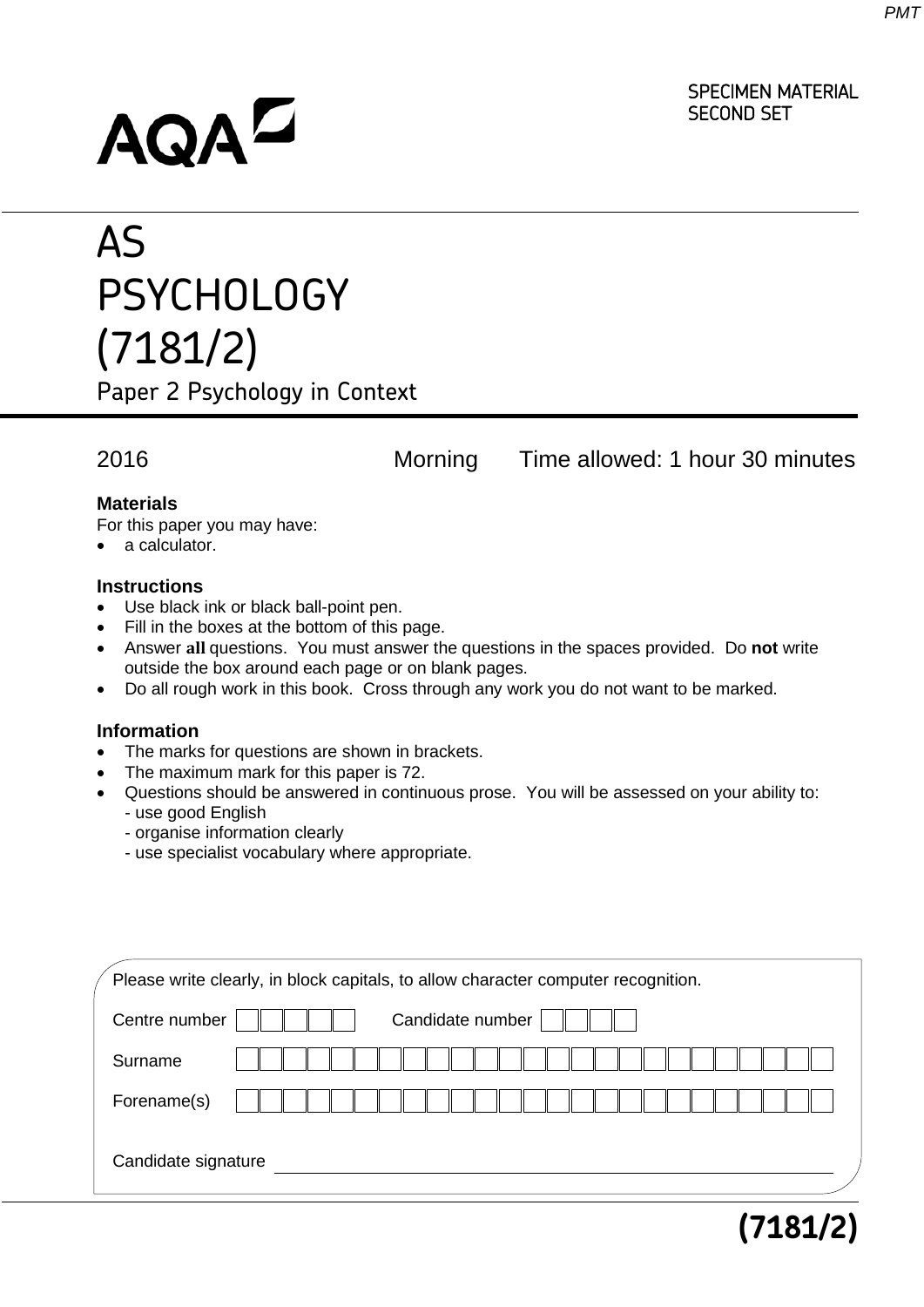AQA

SPECIMEN MATERIAL
SECOND SET

# AS PSYCHOLOGY (7181/2)

## Paper 2 Psychology in Context

2016 Morning Time allowed: 1 hour 30 minutes

**Materials**

For this paper you may have:

- a calculator.

**Instructions**

- Use black ink or black ball-point pen.
- Fill in the boxes at the bottom of this page.
- Answer **all** questions. You must answer the questions in the spaces provided. Do **not** write outside the box around each page or on blank pages.
- Do all rough work in this book. Cross through any work you do not want to be marked.

**Information**

- The marks for questions are shown in brackets.
- The maximum mark for this paper is 72.
- Questions should be answered in continuous prose. You will be assessed on your ability to:
  - use good English
  - organise information clearly
  - use specialist vocabulary where appropriate.

Please write clearly, in block capitals, to allow character computer recognition.

Centre number Candidate number

Surname

Forename(s)

Candidate signature

**(7181/2)**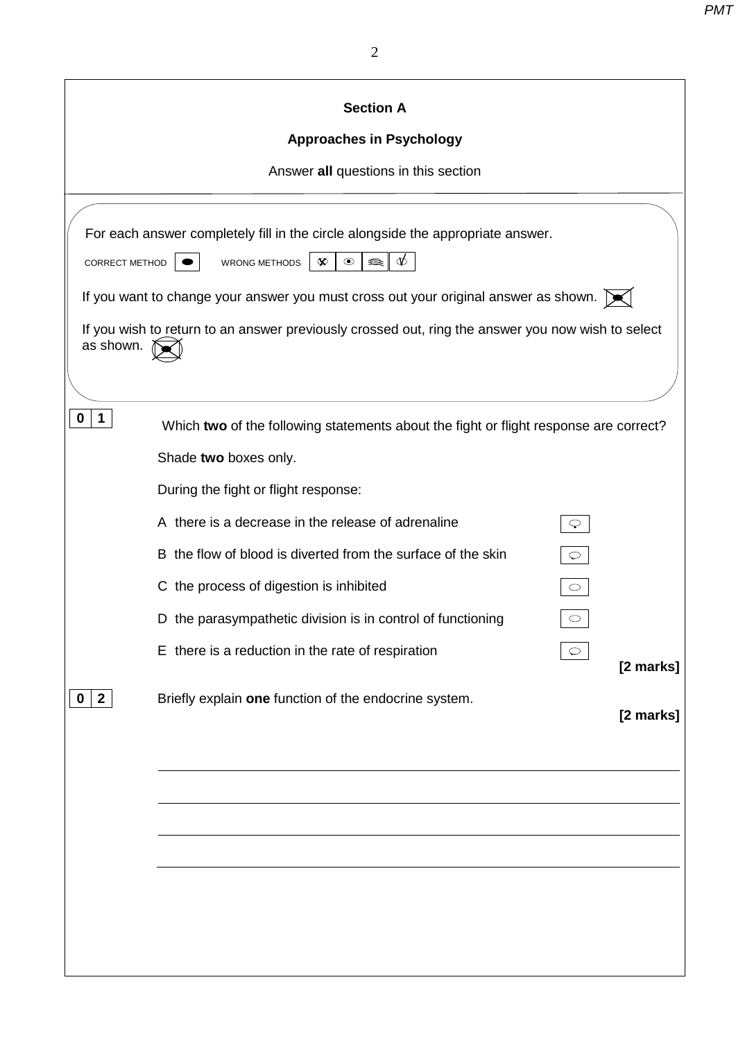## Section A

### Approaches in Psychology

Answer **all** questions in this section

For each answer completely fill in the circle alongside the appropriate answer.

CORRECT METHOD ● WRONG METHODS ⊗ ⊙ ⊜ ✓

If you want to change your answer you must cross out your original answer as shown.

If you wish to return to an answer previously crossed out, ring the answer you now wish to select as shown.

**0 1** Which **two** of the following statements about the fight or flight response are correct?

Shade **two** boxes only.

During the fight or flight response:

A there is a decrease in the release of adrenaline ○

B the flow of blood is diverted from the surface of the skin ○

C the process of digestion is inhibited ○

D the parasympathetic division is in control of functioning ○

E there is a reduction in the rate of respiration ○

**[2 marks]**

**0 2** Briefly explain **one** function of the endocrine system.

**[2 marks]**

_______________________________________________

_______________________________________________

_______________________________________________

_______________________________________________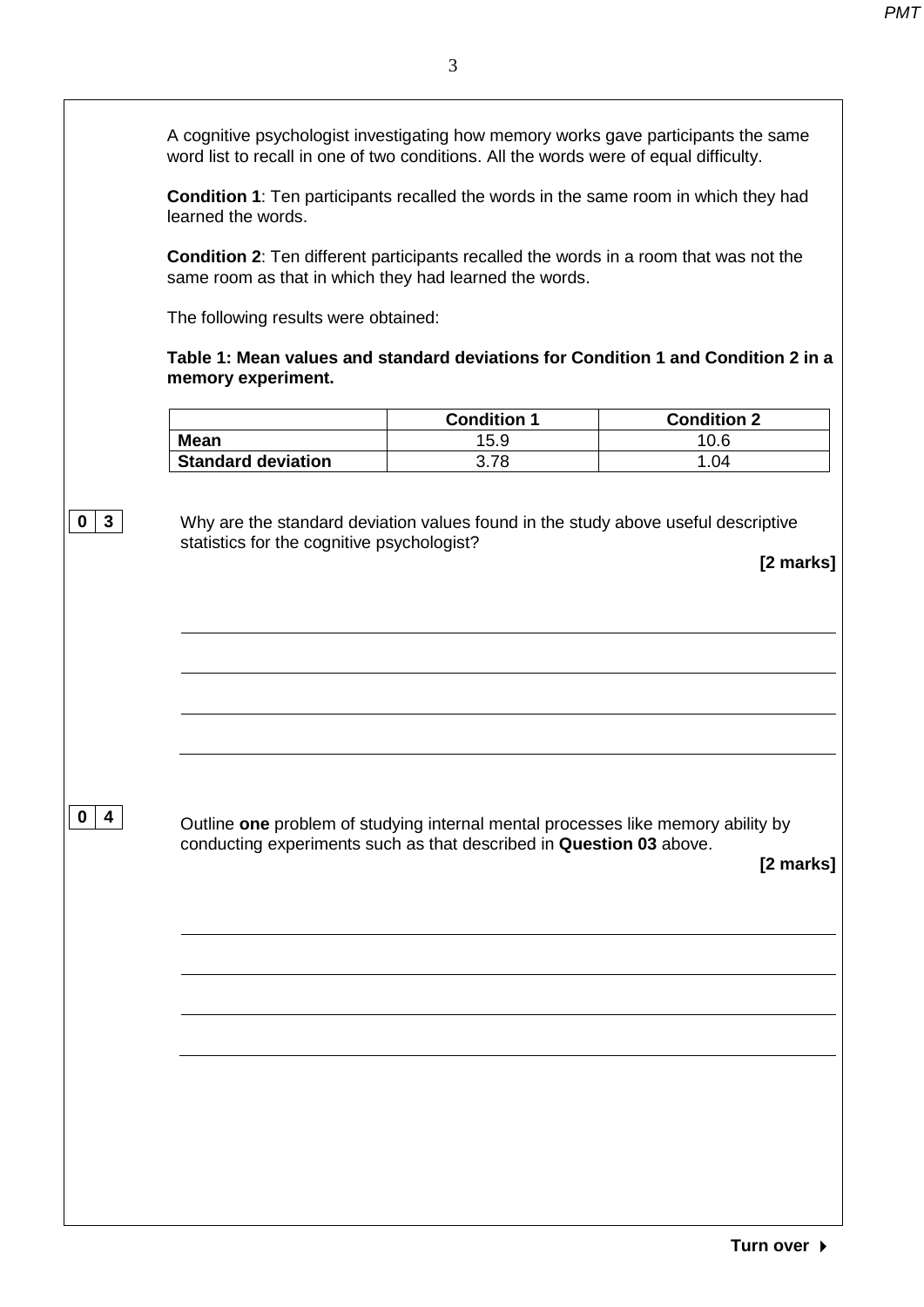A cognitive psychologist investigating how memory works gave participants the same word list to recall in one of two conditions. All the words were of equal difficulty.

**Condition 1**: Ten participants recalled the words in the same room in which they had learned the words.

**Condition 2**: Ten different participants recalled the words in a room that was not the same room as that in which they had learned the words.

The following results were obtained:

**Table 1: Mean values and standard deviations for Condition 1 and Condition 2 in a memory experiment.**

| | Condition 1 | Condition 2 |
|---|---|---|
| **Mean** | 15.9 | 10.6 |
| **Standard deviation** | 3.78 | 1.04 |

**0 3** Why are the standard deviation values found in the study above useful descriptive statistics for the cognitive psychologist?

**[2 marks]**

**0 4** Outline **one** problem of studying internal mental processes like memory ability by conducting experiments such as that described in **Question 03** above.

**[2 marks]**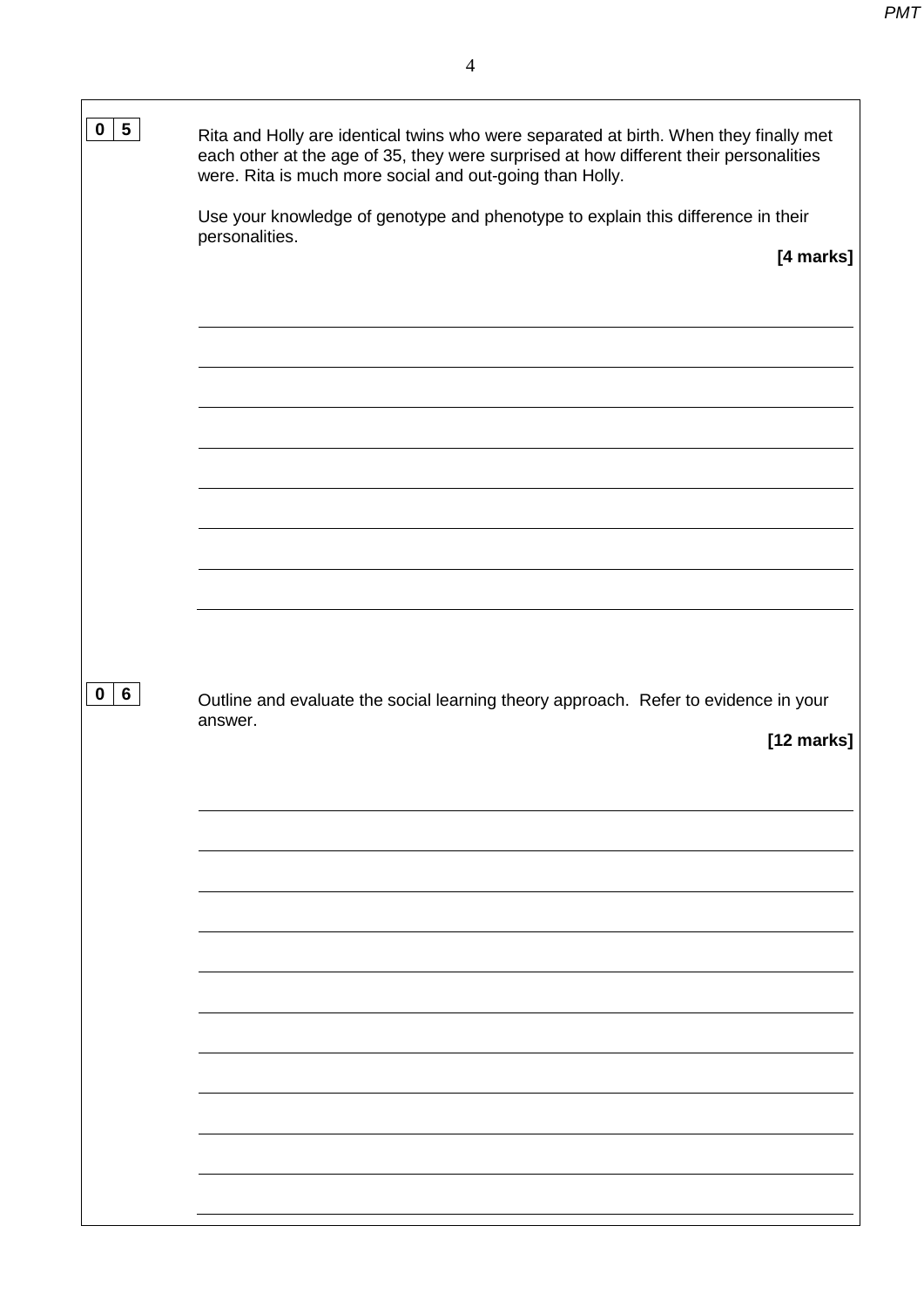**0 5** Rita and Holly are identical twins who were separated at birth. When they finally met each other at the age of 35, they were surprised at how different their personalities were. Rita is much more social and out-going than Holly.

Use your knowledge of genotype and phenotype to explain this difference in their personalities.

**[4 marks]**

**0 6** Outline and evaluate the social learning theory approach. Refer to evidence in your answer.

**[12 marks]**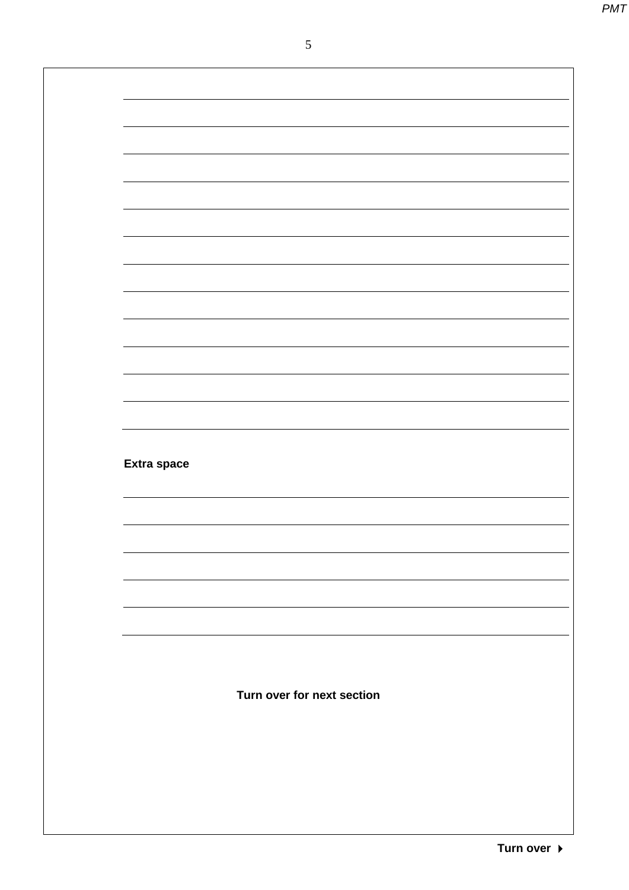**Extra space**

**Turn over for next section**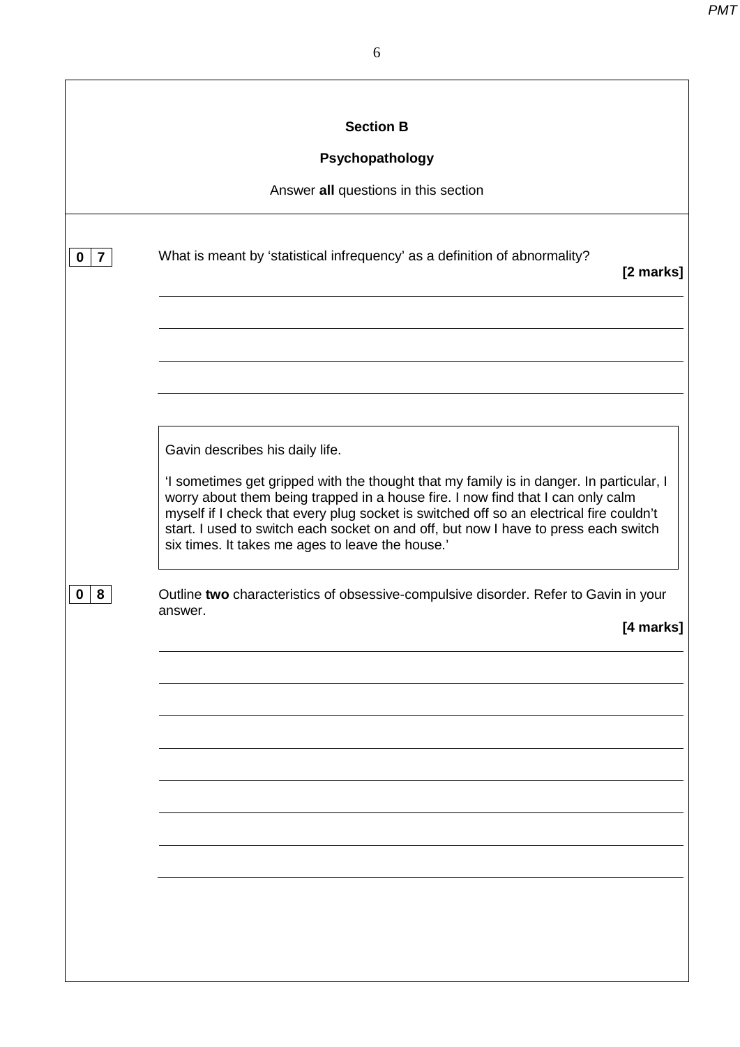## Section B

## Psychopathology

Answer **all** questions in this section

**0 7** What is meant by 'statistical infrequency' as a definition of abnormality?

**[2 marks]**

Gavin describes his daily life.

'I sometimes get gripped with the thought that my family is in danger. In particular, I worry about them being trapped in a house fire. I now find that I can only calm myself if I check that every plug socket is switched off so an electrical fire couldn't start. I used to switch each socket on and off, but now I have to press each switch six times. It takes me ages to leave the house.'

**0 8** Outline **two** characteristics of obsessive-compulsive disorder. Refer to Gavin in your answer.

**[4 marks]**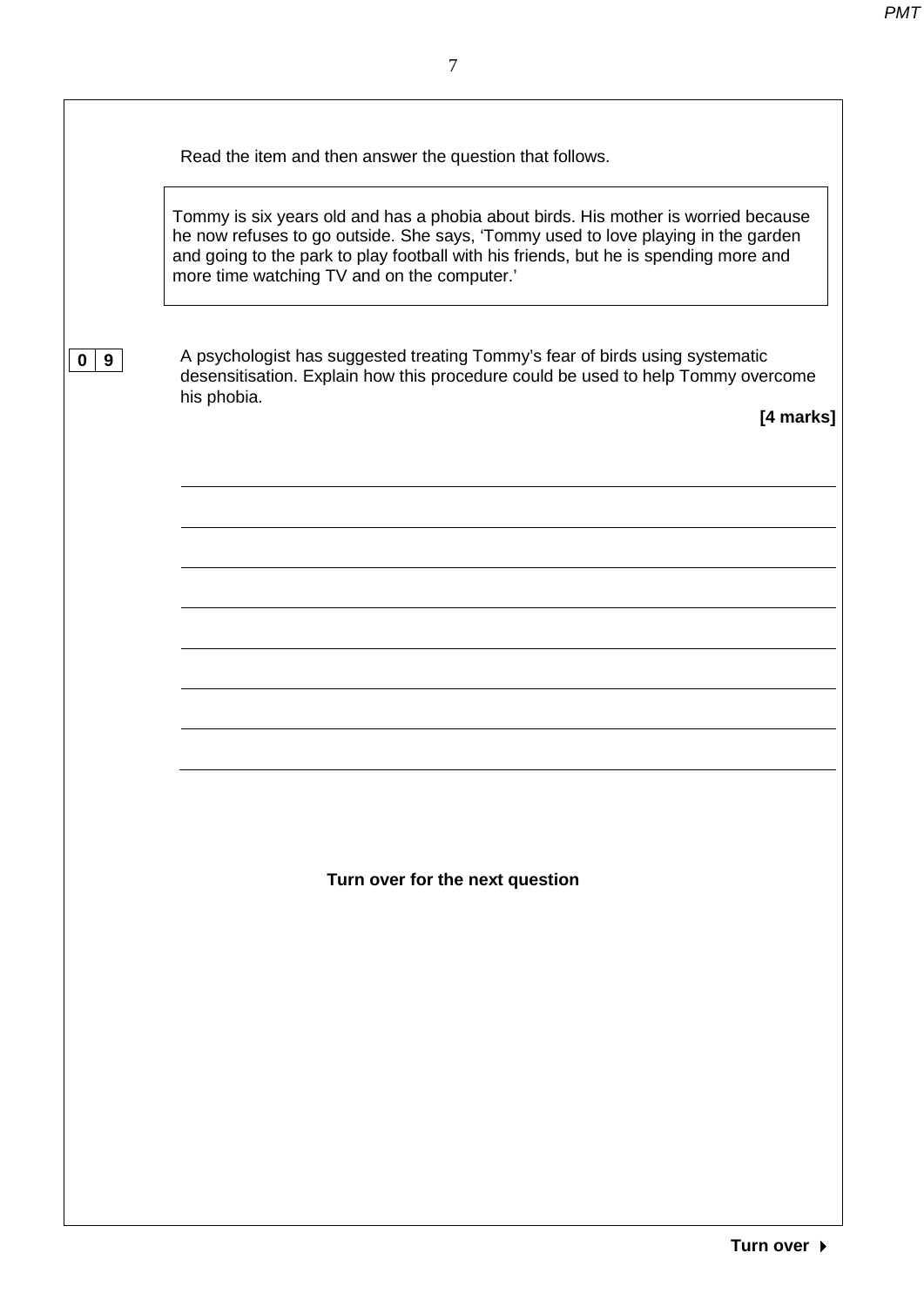Read the item and then answer the question that follows.

> Tommy is six years old and has a phobia about birds. His mother is worried because he now refuses to go outside. She says, 'Tommy used to love playing in the garden and going to the park to play football with his friends, but he is spending more and more time watching TV and on the computer.'

**0 9** A psychologist has suggested treating Tommy's fear of birds using systematic desensitisation. Explain how this procedure could be used to help Tommy overcome his phobia.

**[4 marks]**

**Turn over for the next question**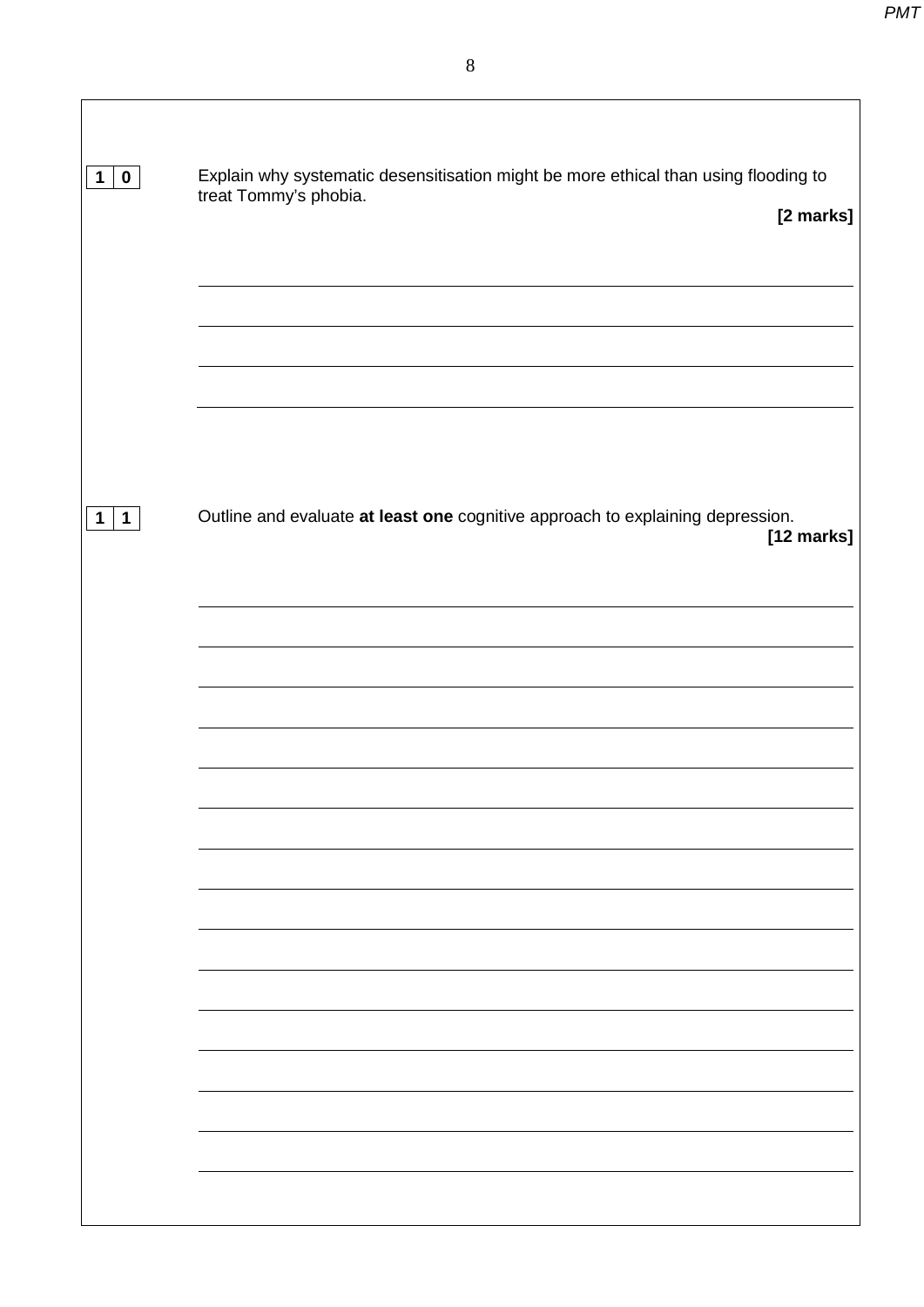**1 0** Explain why systematic desensitisation might be more ethical than using flooding to treat Tommy's phobia.

**[2 marks]**

**1 1** Outline and evaluate **at least one** cognitive approach to explaining depression.

**[12 marks]**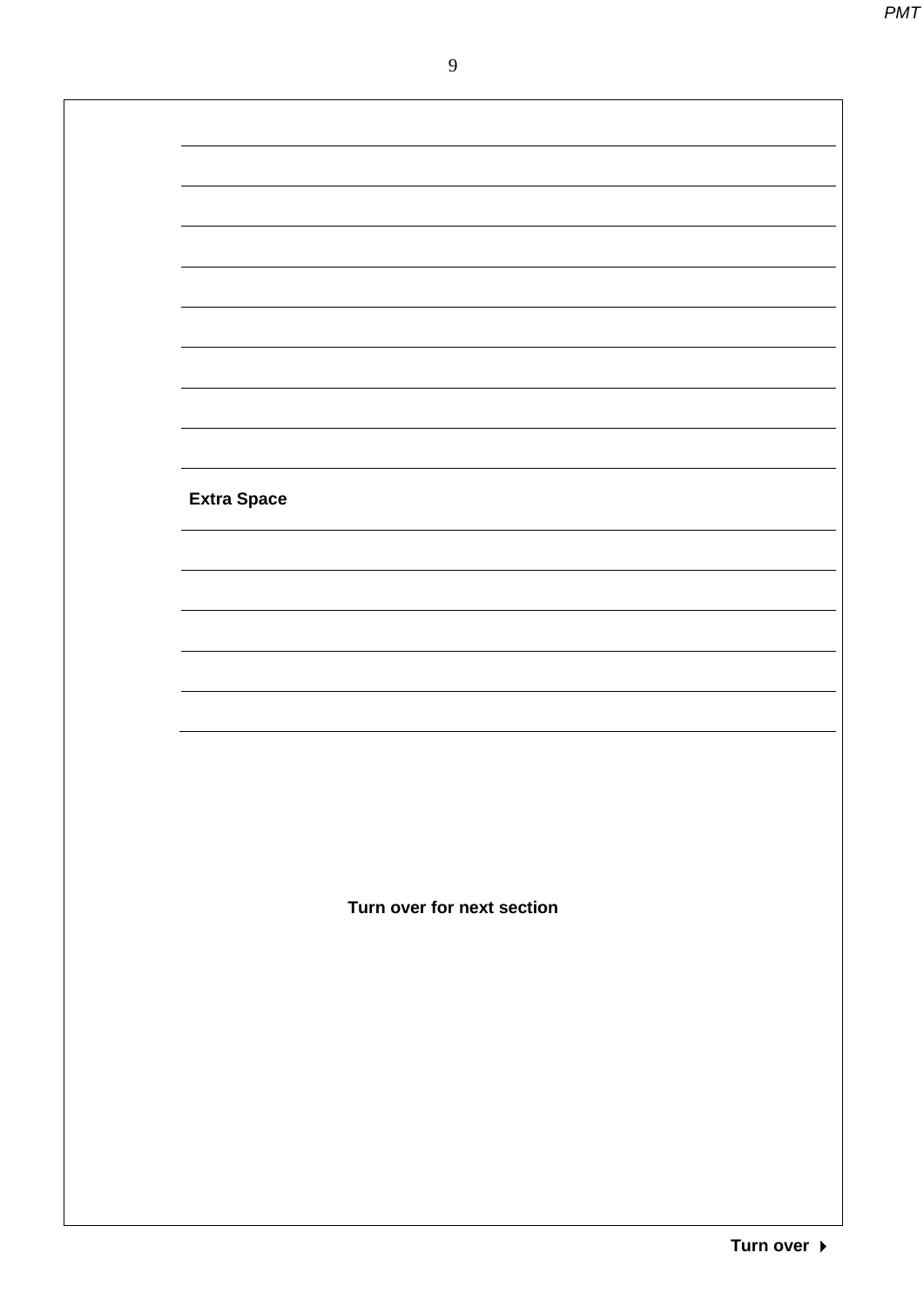**Extra Space**

**Turn over for next section**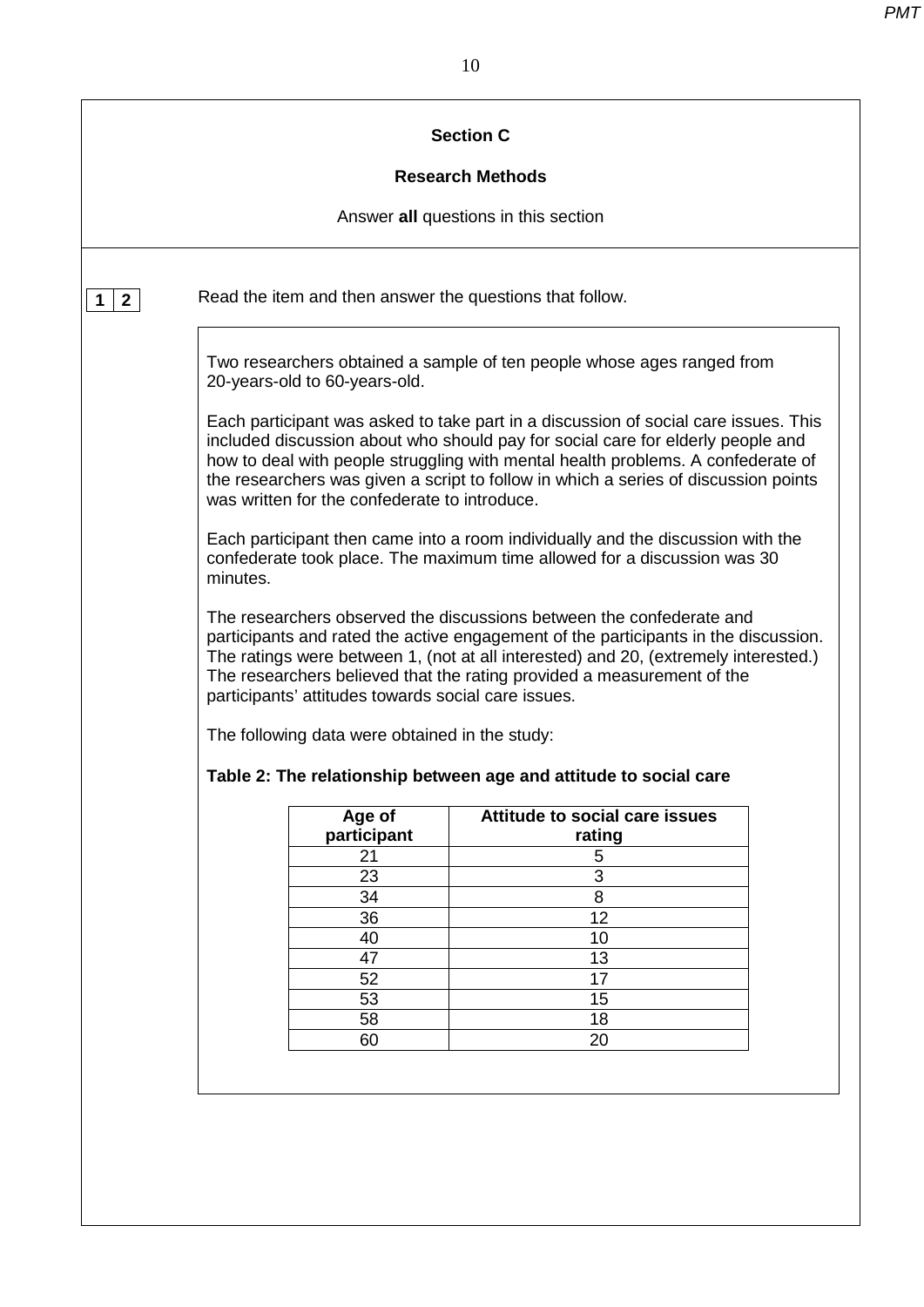## Section C

### Research Methods

Answer **all** questions in this section

**1 2** Read the item and then answer the questions that follow.

Two researchers obtained a sample of ten people whose ages ranged from 20-years-old to 60-years-old.

Each participant was asked to take part in a discussion of social care issues. This included discussion about who should pay for social care for elderly people and how to deal with people struggling with mental health problems. A confederate of the researchers was given a script to follow in which a series of discussion points was written for the confederate to introduce.

Each participant then came into a room individually and the discussion with the confederate took place. The maximum time allowed for a discussion was 30 minutes.

The researchers observed the discussions between the confederate and participants and rated the active engagement of the participants in the discussion. The ratings were between 1, (not at all interested) and 20, (extremely interested.) The researchers believed that the rating provided a measurement of the participants' attitudes towards social care issues.

The following data were obtained in the study:

**Table 2: The relationship between age and attitude to social care**

| Age of participant | Attitude to social care issues rating |
|---|---|
| 21 | 5 |
| 23 | 3 |
| 34 | 8 |
| 36 | 12 |
| 40 | 10 |
| 47 | 13 |
| 52 | 17 |
| 53 | 15 |
| 58 | 18 |
| 60 | 20 |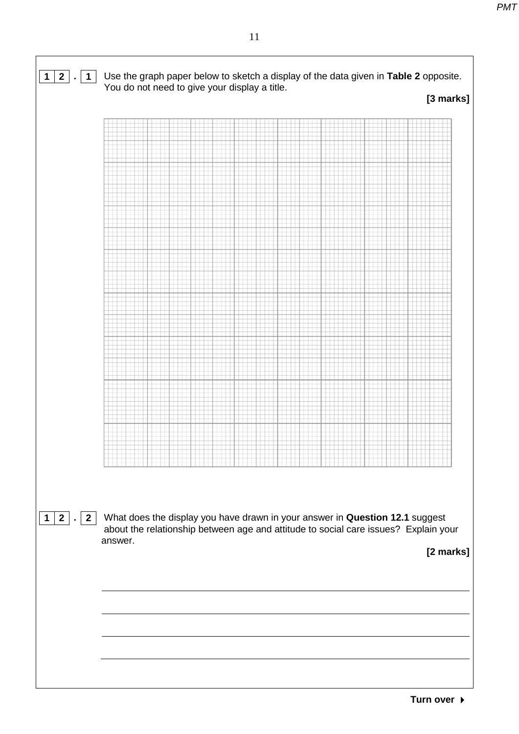**1 2 . 1** Use the graph paper below to sketch a display of the data given in **Table 2** opposite. You do not need to give your display a title.

**[3 marks]**

**1 2 . 2** What does the display you have drawn in your answer in **Question 12.1** suggest about the relationship between age and attitude to social care issues? Explain your answer.

**[2 marks]**

______________________________________________________________________

______________________________________________________________________

______________________________________________________________________

______________________________________________________________________

**Turn over ▶**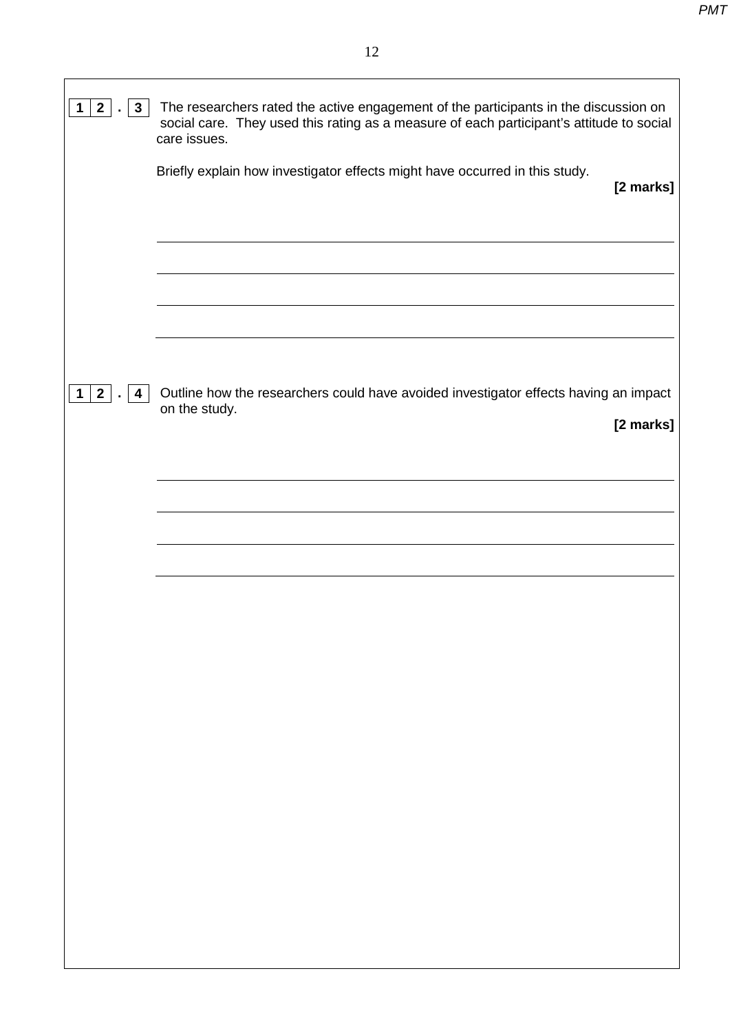**1 2 . 3** The researchers rated the active engagement of the participants in the discussion on social care. They used this rating as a measure of each participant's attitude to social care issues.

Briefly explain how investigator effects might have occurred in this study.

**[2 marks]**

**1 2 . 4** Outline how the researchers could have avoided investigator effects having an impact on the study.

**[2 marks]**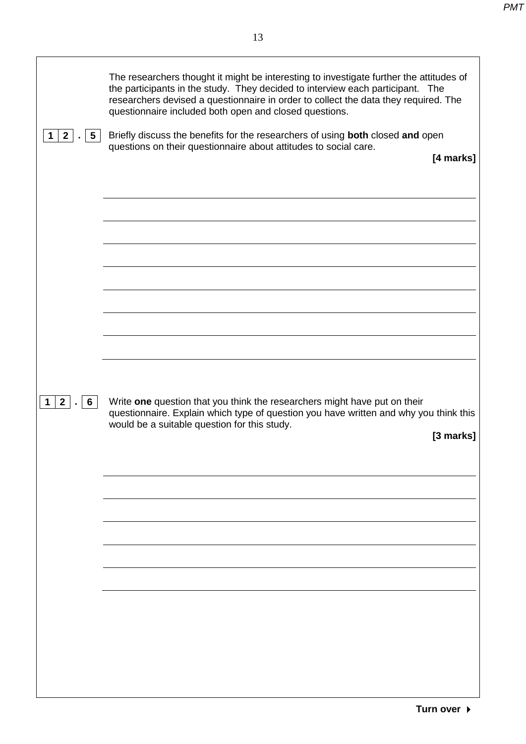The researchers thought it might be interesting to investigate further the attitudes of the participants in the study. They decided to interview each participant. The researchers devised a questionnaire in order to collect the data they required. The questionnaire included both open and closed questions.

**1 2 . 5** Briefly discuss the benefits for the researchers of using **both** closed **and** open questions on their questionnaire about attitudes to social care.

**[4 marks]**

**1 2 . 6** Write **one** question that you think the researchers might have put on their questionnaire. Explain which type of question you have written and why you think this would be a suitable question for this study.

**[3 marks]**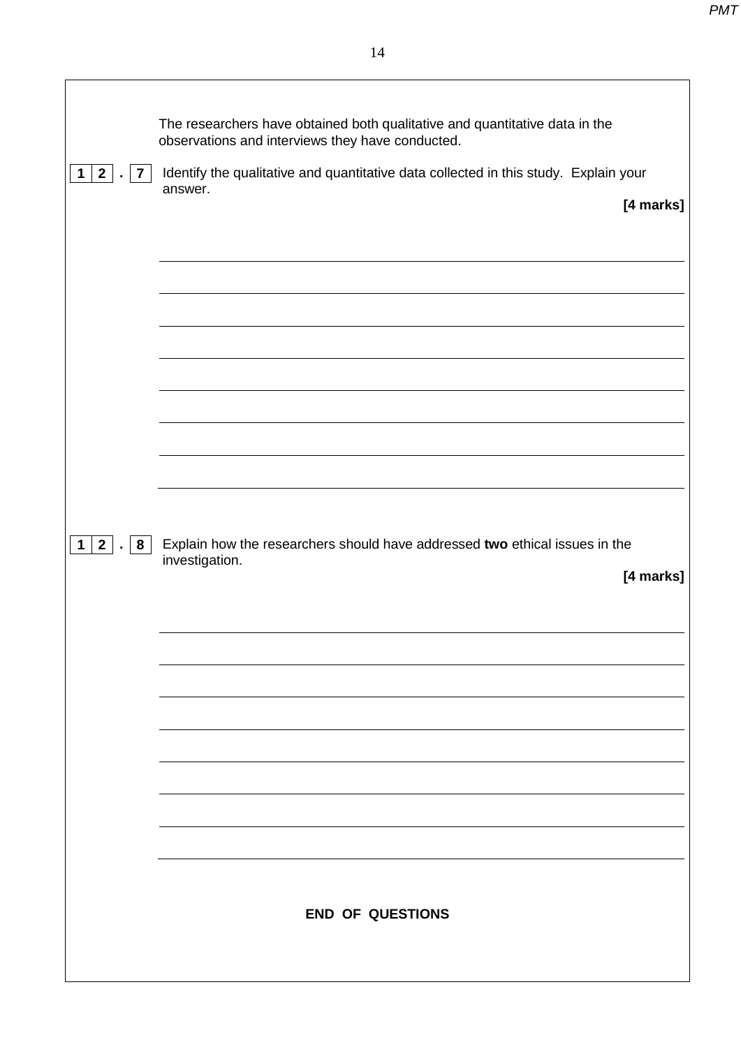The researchers have obtained both qualitative and quantitative data in the observations and interviews they have conducted.

**1 2 . 7** Identify the qualitative and quantitative data collected in this study. Explain your answer.

**[4 marks]**

**1 2 . 8** Explain how the researchers should have addressed **two** ethical issues in the investigation.

**[4 marks]**

**END OF QUESTIONS**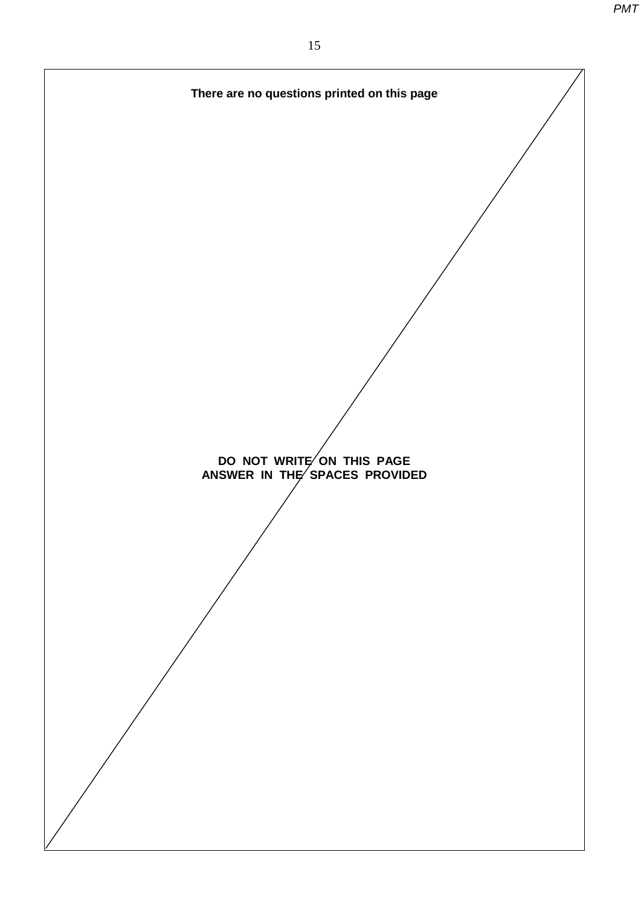**There are no questions printed on this page**

**DO NOT WRITE ON THIS PAGE**
**ANSWER IN THE SPACES PROVIDED**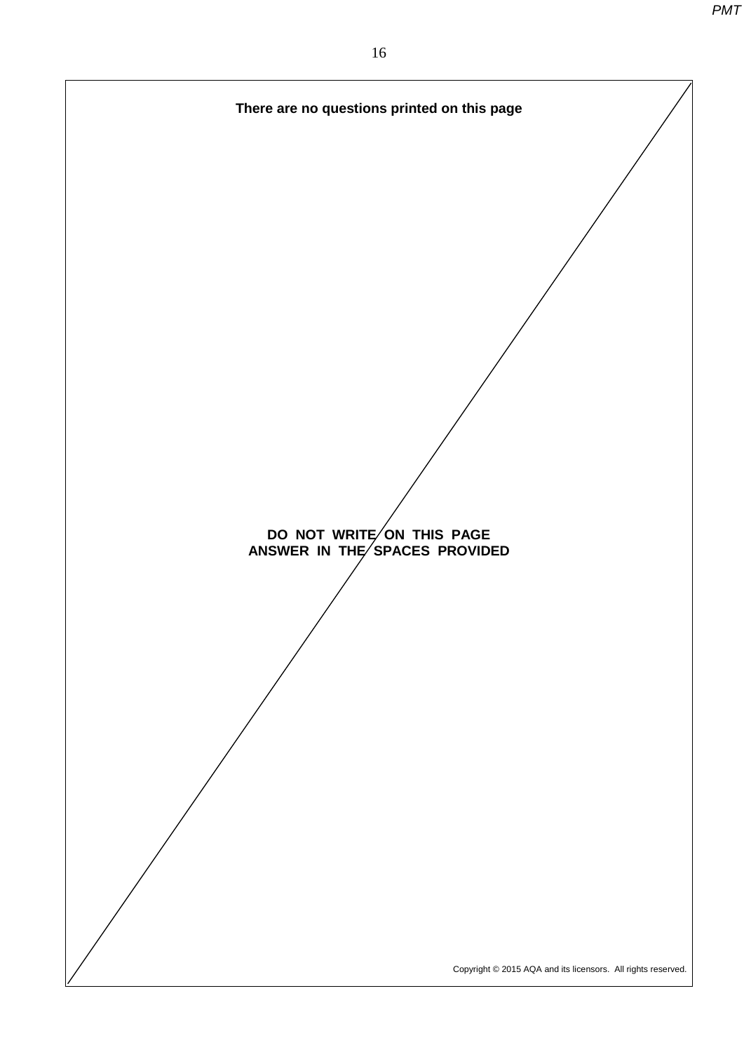**There are no questions printed on this page**

**DO NOT WRITE ON THIS PAGE**
**ANSWER IN THE SPACES PROVIDED**

Copyright © 2015 AQA and its licensors. All rights reserved.